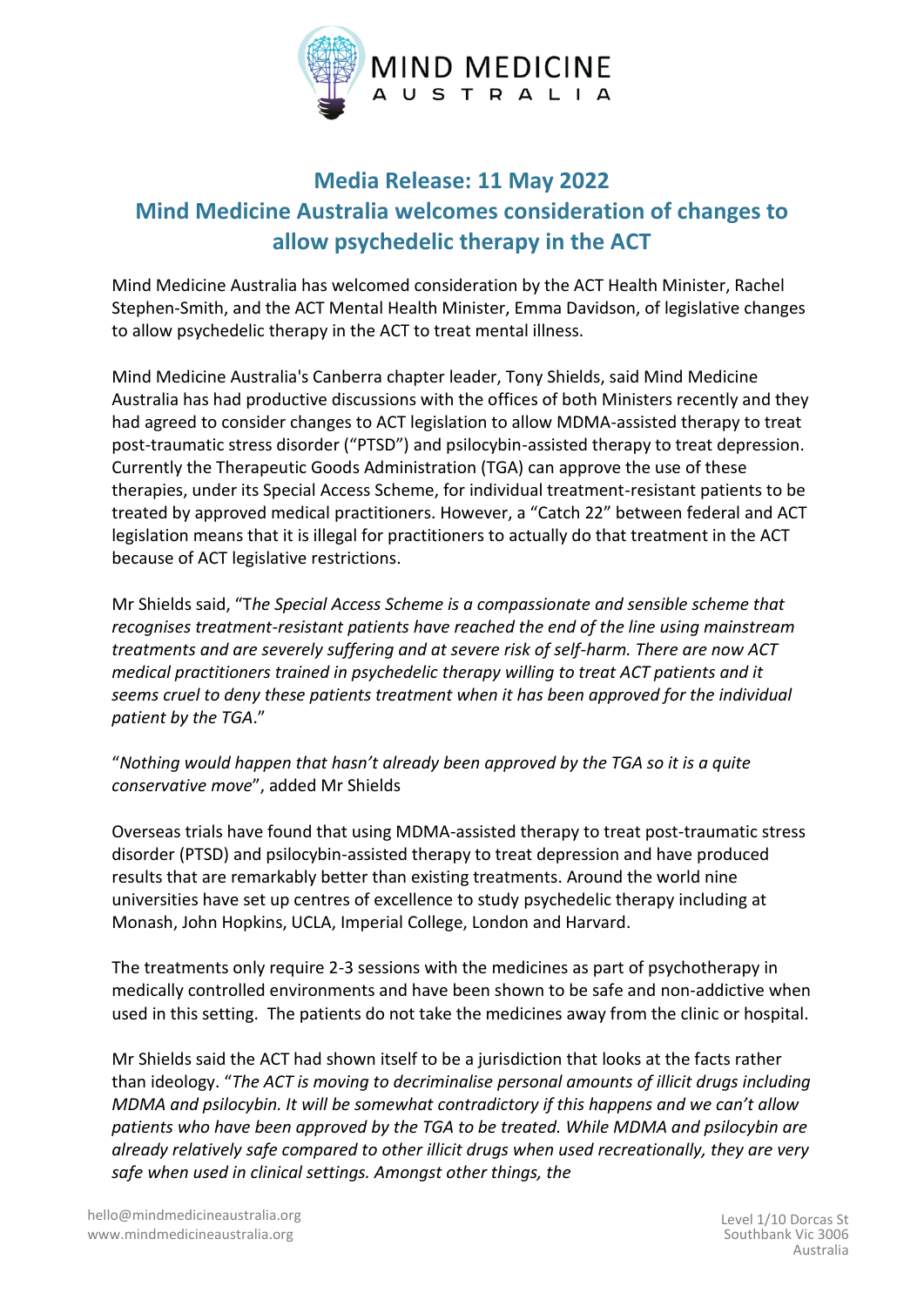MIND MEDICINE
AUSTRALIA

## Media Release: 11 May 2022

## Mind Medicine Australia welcomes consideration of changes to allow psychedelic therapy in the ACT

Mind Medicine Australia has welcomed consideration by the ACT Health Minister, Rachel Stephen-Smith, and the ACT Mental Health Minister, Emma Davidson, of legislative changes to allow psychedelic therapy in the ACT to treat mental illness.

Mind Medicine Australia's Canberra chapter leader, Tony Shields, said Mind Medicine Australia has had productive discussions with the offices of both Ministers recently and they had agreed to consider changes to ACT legislation to allow MDMA-assisted therapy to treat post-traumatic stress disorder ("PTSD") and psilocybin-assisted therapy to treat depression. Currently the Therapeutic Goods Administration (TGA) can approve the use of these therapies, under its Special Access Scheme, for individual treatment-resistant patients to be treated by approved medical practitioners. However, a "Catch 22" between federal and ACT legislation means that it is illegal for practitioners to actually do that treatment in the ACT because of ACT legislative restrictions.

Mr Shields said, "T*he Special Access Scheme is a compassionate and sensible scheme that recognises treatment-resistant patients have reached the end of the line using mainstream treatments and are severely suffering and at severe risk of self-harm. There are now ACT medical practitioners trained in psychedelic therapy willing to treat ACT patients and it seems cruel to deny these patients treatment when it has been approved for the individual patient by the TGA*."

"*Nothing would happen that hasn't already been approved by the TGA so it is a quite conservative move*", added Mr Shields

Overseas trials have found that using MDMA-assisted therapy to treat post-traumatic stress disorder (PTSD) and psilocybin-assisted therapy to treat depression and have produced results that are remarkably better than existing treatments. Around the world nine universities have set up centres of excellence to study psychedelic therapy including at Monash, John Hopkins, UCLA, Imperial College, London and Harvard.

The treatments only require 2-3 sessions with the medicines as part of psychotherapy in medically controlled environments and have been shown to be safe and non-addictive when used in this setting. The patients do not take the medicines away from the clinic or hospital.

Mr Shields said the ACT had shown itself to be a jurisdiction that looks at the facts rather than ideology. "*The ACT is moving to decriminalise personal amounts of illicit drugs including MDMA and psilocybin. It will be somewhat contradictory if this happens and we can't allow patients who have been approved by the TGA to be treated. While MDMA and psilocybin are already relatively safe compared to other illicit drugs when used recreationally, they are very safe when used in clinical settings. Amongst other things, the*

hello@mindmedicineaustralia.org
www.mindmedicineaustralia.org

Level 1/10 Dorcas St
Southbank Vic 3006
Australia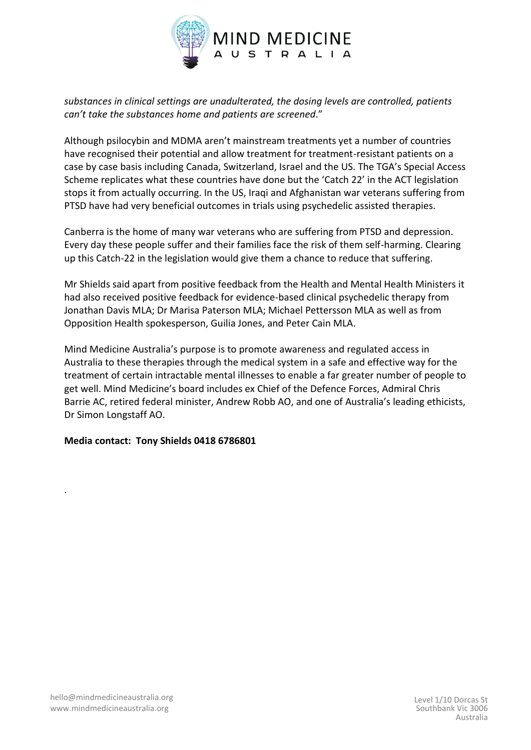*substances in clinical settings are unadulterated, the dosing levels are controlled, patients can't take the substances home and patients are screened*."

Although psilocybin and MDMA aren't mainstream treatments yet a number of countries have recognised their potential and allow treatment for treatment-resistant patients on a case by case basis including Canada, Switzerland, Israel and the US. The TGA's Special Access Scheme replicates what these countries have done but the 'Catch 22' in the ACT legislation stops it from actually occurring. In the US, Iraqi and Afghanistan war veterans suffering from PTSD have had very beneficial outcomes in trials using psychedelic assisted therapies.

Canberra is the home of many war veterans who are suffering from PTSD and depression. Every day these people suffer and their families face the risk of them self-harming. Clearing up this Catch-22 in the legislation would give them a chance to reduce that suffering.

Mr Shields said apart from positive feedback from the Health and Mental Health Ministers it had also received positive feedback for evidence-based clinical psychedelic therapy from Jonathan Davis MLA; Dr Marisa Paterson MLA; Michael Pettersson MLA as well as from Opposition Health spokesperson, Guilia Jones, and Peter Cain MLA.

Mind Medicine Australia's purpose is to promote awareness and regulated access in Australia to these therapies through the medical system in a safe and effective way for the treatment of certain intractable mental illnesses to enable a far greater number of people to get well. Mind Medicine's board includes ex Chief of the Defence Forces, Admiral Chris Barrie AC, retired federal minister, Andrew Robb AO, and one of Australia's leading ethicists, Dr Simon Longstaff AO.

**Media contact: Tony Shields 0418 6786801**

.